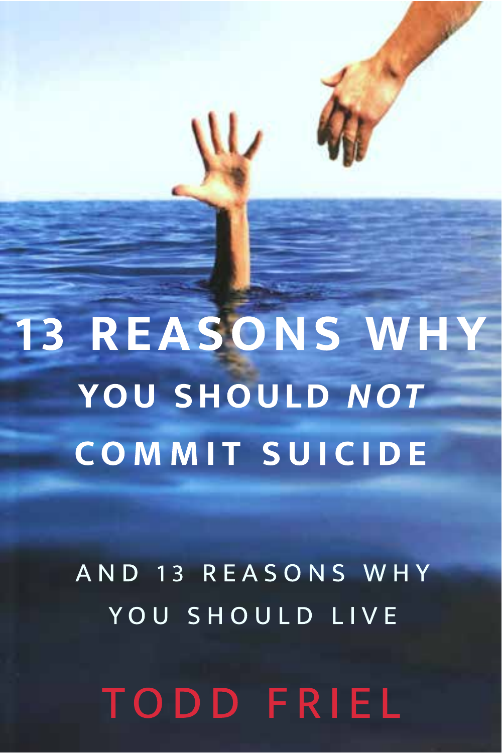# 13 REASONS WHY

## YOU SHOULD *NOT* COMMIT SUICIDE

AND 13 REASONS WHY YOU SHOULD LIVE

TODD FRIEL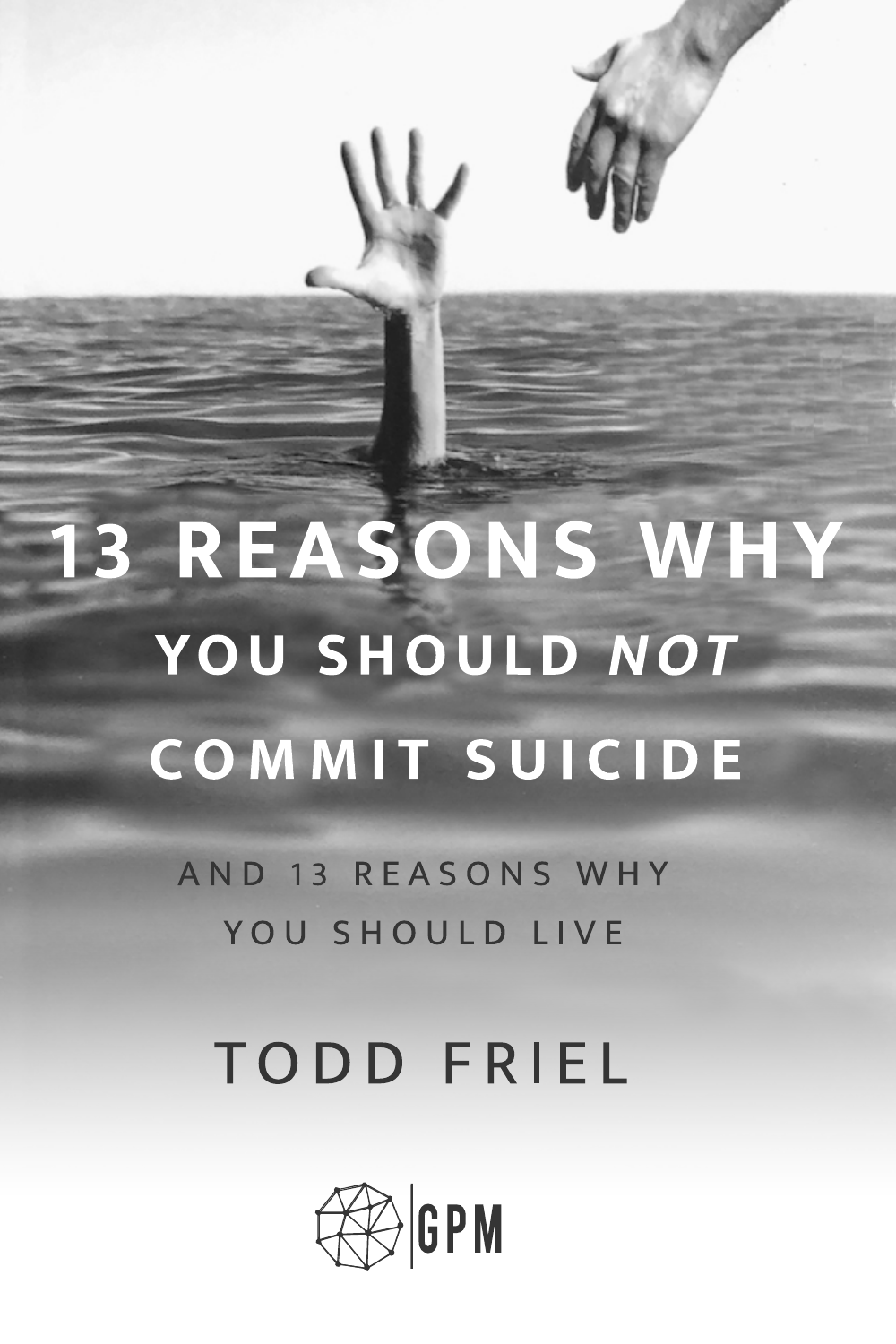# 13 REASONS WHY

## YOU SHOULD *NOT* COMMIT SUICIDE

AND 13 REASONS WHY
YOU SHOULD LIVE

TODD FRIEL

GPM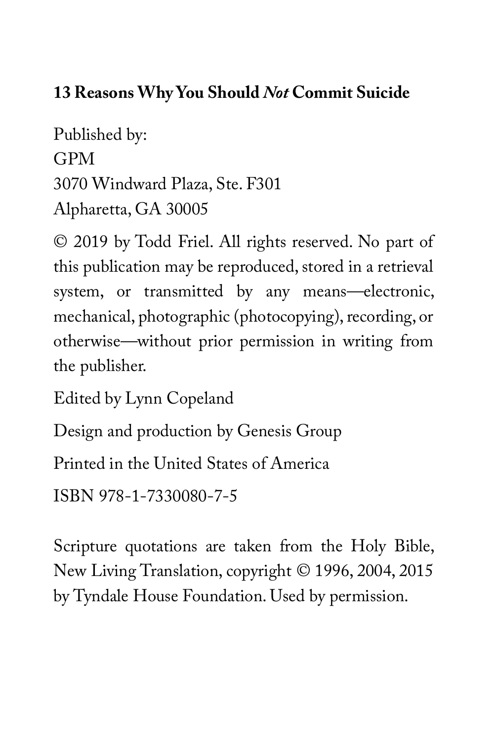**13 Reasons Why You Should *Not* Commit Suicide**

Published by:
GPM
3070 Windward Plaza, Ste. F301
Alpharetta, GA 30005

© 2019 by Todd Friel. All rights reserved. No part of this publication may be reproduced, stored in a retrieval system, or transmitted by any means—electronic, mechanical, photographic (photocopying), recording, or otherwise—without prior permission in writing from the publisher.

Edited by Lynn Copeland

Design and production by Genesis Group

Printed in the United States of America

ISBN 978-1-7330080-7-5

Scripture quotations are taken from the Holy Bible, New Living Translation, copyright © 1996, 2004, 2015 by Tyndale House Foundation. Used by permission.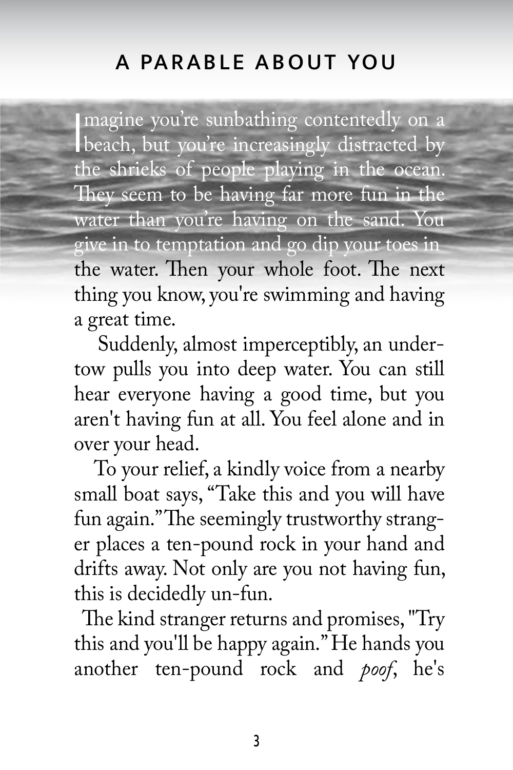## A PARABLE ABOUT YOU

Imagine you're sunbathing contentedly on a beach, but you're increasingly distracted by the shrieks of people playing in the ocean. They seem to be having far more fun in the water than you're having on the sand. You give in to temptation and go dip your toes in the water. Then your whole foot. The next thing you know, you're swimming and having a great time.

Suddenly, almost imperceptibly, an undertow pulls you into deep water. You can still hear everyone having a good time, but you aren't having fun at all. You feel alone and in over your head.

To your relief, a kindly voice from a nearby small boat says, "Take this and you will have fun again." The seemingly trustworthy stranger places a ten-pound rock in your hand and drifts away. Not only are you not having fun, this is decidedly un-fun.

The kind stranger returns and promises, "Try this and you'll be happy again." He hands you another ten-pound rock and *poof*, he's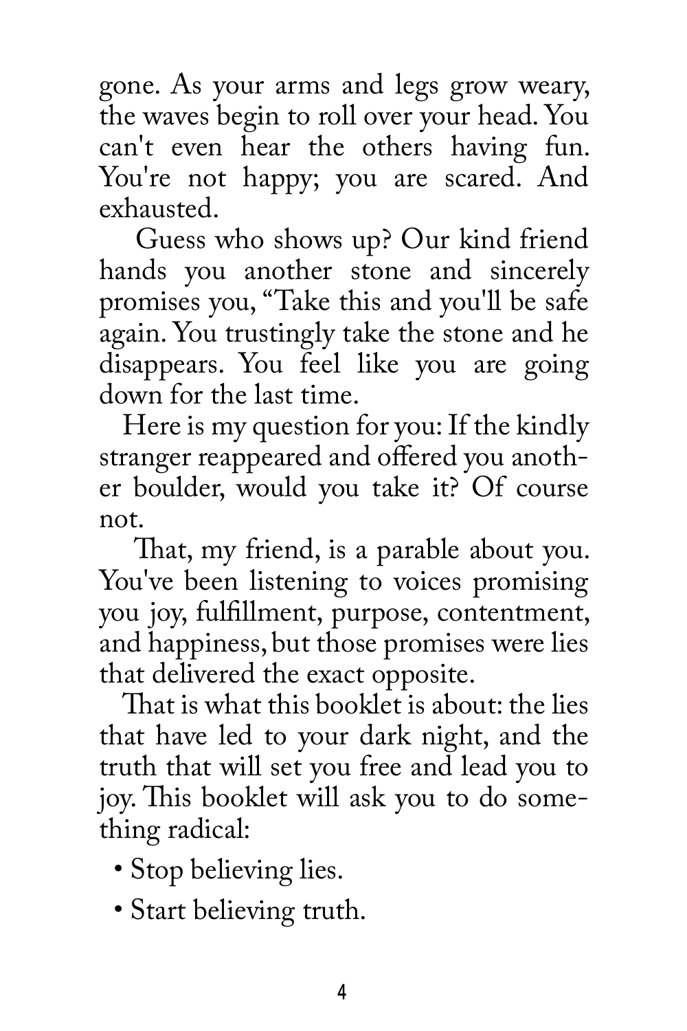gone. As your arms and legs grow weary, the waves begin to roll over your head. You can't even hear the others having fun. You're not happy; you are scared. And exhausted.

Guess who shows up? Our kind friend hands you another stone and sincerely promises you, "Take this and you'll be safe again. You trustingly take the stone and he disappears. You feel like you are going down for the last time.

Here is my question for you: If the kindly stranger reappeared and offered you another boulder, would you take it? Of course not.

That, my friend, is a parable about you. You've been listening to voices promising you joy, fulfillment, purpose, contentment, and happiness, but those promises were lies that delivered the exact opposite.

That is what this booklet is about: the lies that have led to your dark night, and the truth that will set you free and lead you to joy. This booklet will ask you to do something radical:

- Stop believing lies.
- Start believing truth.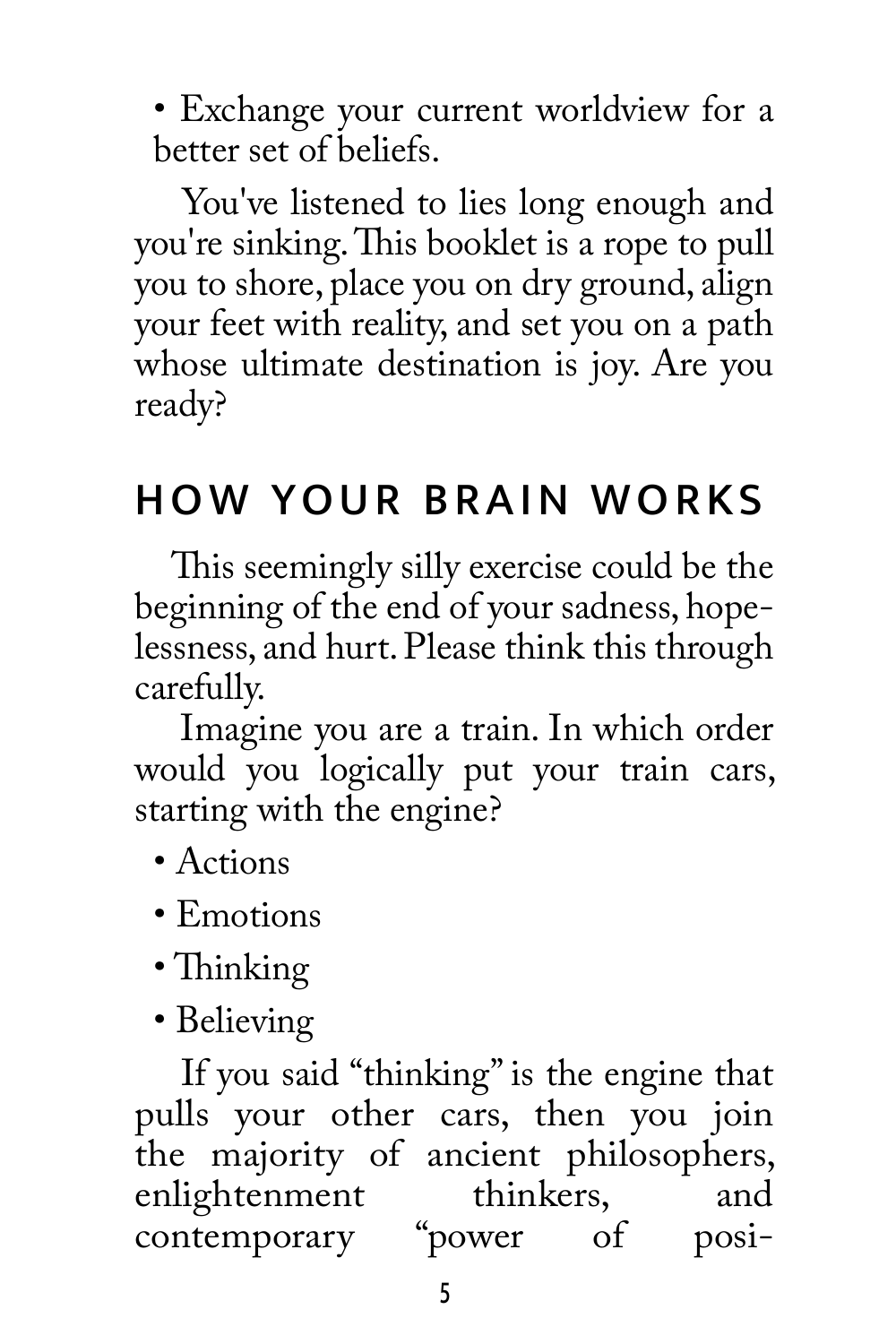- Exchange your current worldview for a better set of beliefs.

You've listened to lies long enough and you're sinking. This booklet is a rope to pull you to shore, place you on dry ground, align your feet with reality, and set you on a path whose ultimate destination is joy. Are you ready?

## HOW YOUR BRAIN WORKS

This seemingly silly exercise could be the beginning of the end of your sadness, hopelessness, and hurt. Please think this through carefully.

Imagine you are a train. In which order would you logically put your train cars, starting with the engine?

- Actions
- Emotions
- Thinking
- Believing

If you said "thinking" is the engine that pulls your other cars, then you join the majority of ancient philosophers, enlightenment thinkers, and contemporary "power of posi-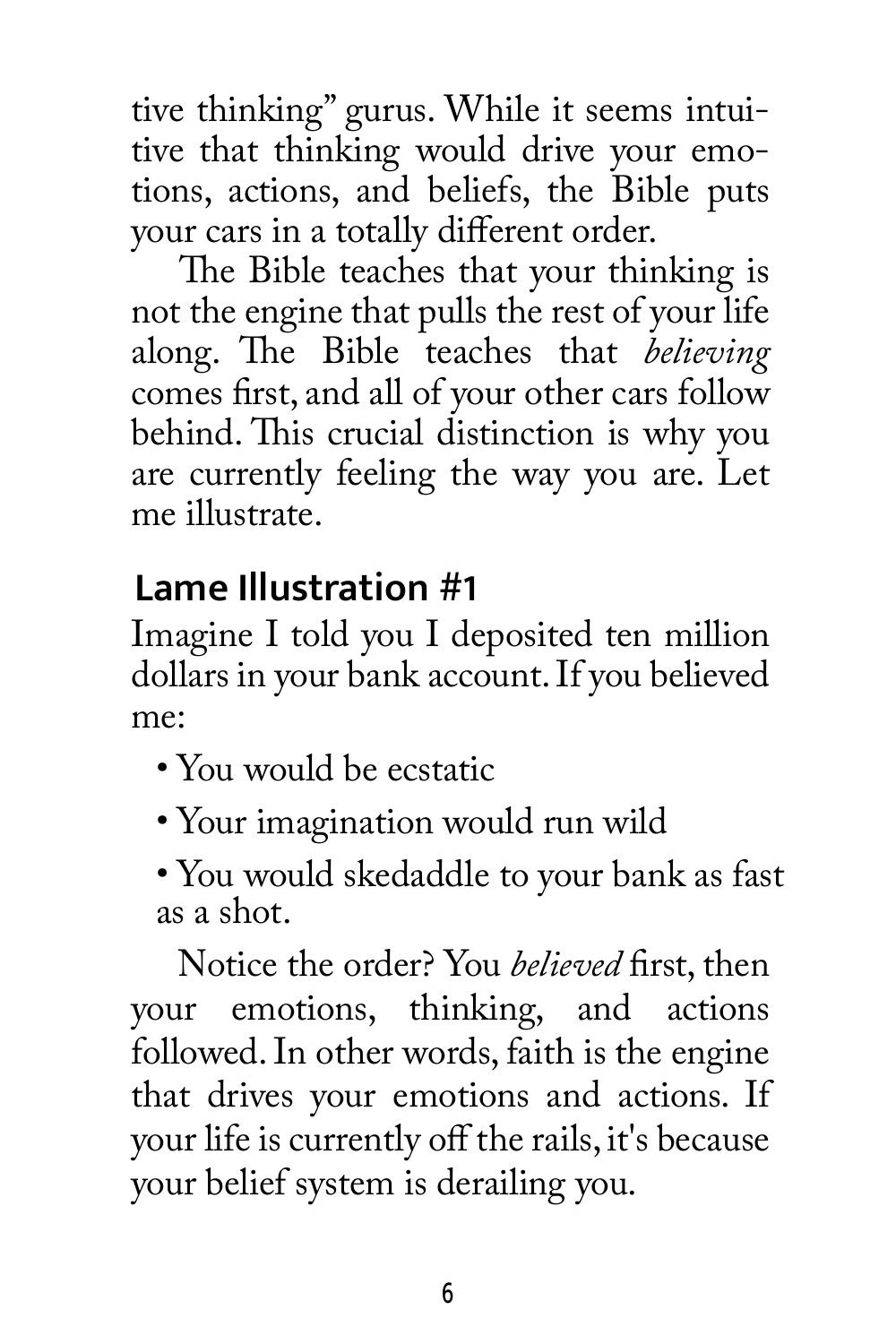tive thinking" gurus. While it seems intuitive that thinking would drive your emotions, actions, and beliefs, the Bible puts your cars in a totally different order.

The Bible teaches that your thinking is not the engine that pulls the rest of your life along. The Bible teaches that *believing* comes first, and all of your other cars follow behind. This crucial distinction is why you are currently feeling the way you are. Let me illustrate.

## Lame Illustration #1

Imagine I told you I deposited ten million dollars in your bank account. If you believed me:

- You would be ecstatic
- Your imagination would run wild
- You would skedaddle to your bank as fast as a shot.

Notice the order? You *believed* first, then your emotions, thinking, and actions followed. In other words, faith is the engine that drives your emotions and actions. If your life is currently off the rails, it's because your belief system is derailing you.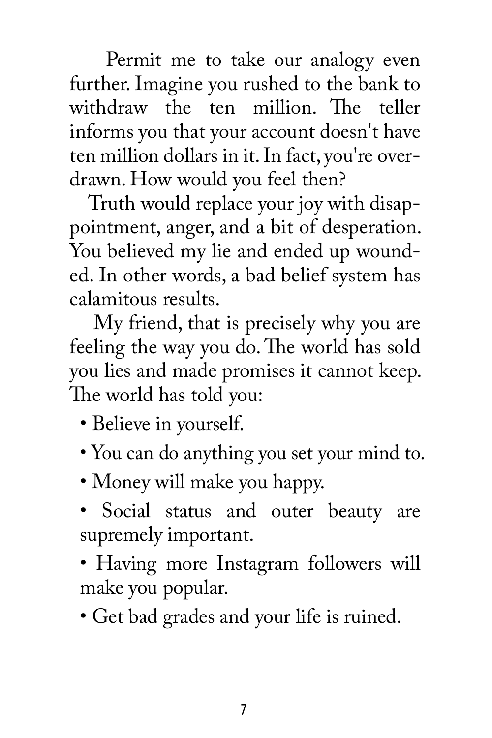Permit me to take our analogy even further. Imagine you rushed to the bank to withdraw the ten million. The teller informs you that your account doesn't have ten million dollars in it. In fact, you're overdrawn. How would you feel then?

Truth would replace your joy with disappointment, anger, and a bit of desperation. You believed my lie and ended up wounded. In other words, a bad belief system has calamitous results.

My friend, that is precisely why you are feeling the way you do. The world has sold you lies and made promises it cannot keep. The world has told you:

- Believe in yourself.
- You can do anything you set your mind to.
- Money will make you happy.
- Social status and outer beauty are supremely important.
- Having more Instagram followers will make you popular.
- Get bad grades and your life is ruined.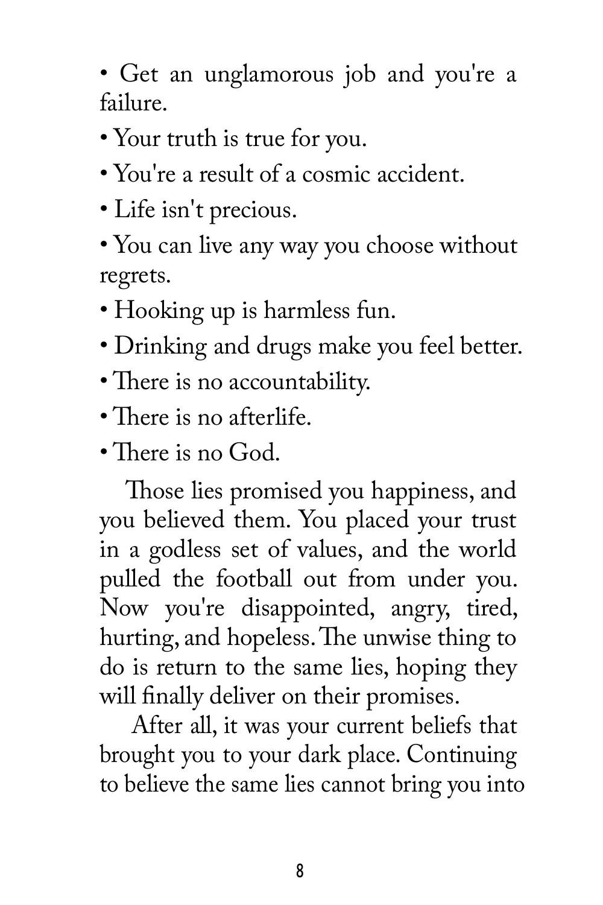- Get an unglamorous job and you're a failure.
- Your truth is true for you.
- You're a result of a cosmic accident.
- Life isn't precious.
- You can live any way you choose without regrets.
- Hooking up is harmless fun.
- Drinking and drugs make you feel better.
- There is no accountability.
- There is no afterlife.
- There is no God.

Those lies promised you happiness, and you believed them. You placed your trust in a godless set of values, and the world pulled the football out from under you. Now you're disappointed, angry, tired, hurting, and hopeless. The unwise thing to do is return to the same lies, hoping they will finally deliver on their promises.

After all, it was your current beliefs that brought you to your dark place. Continuing to believe the same lies cannot bring you into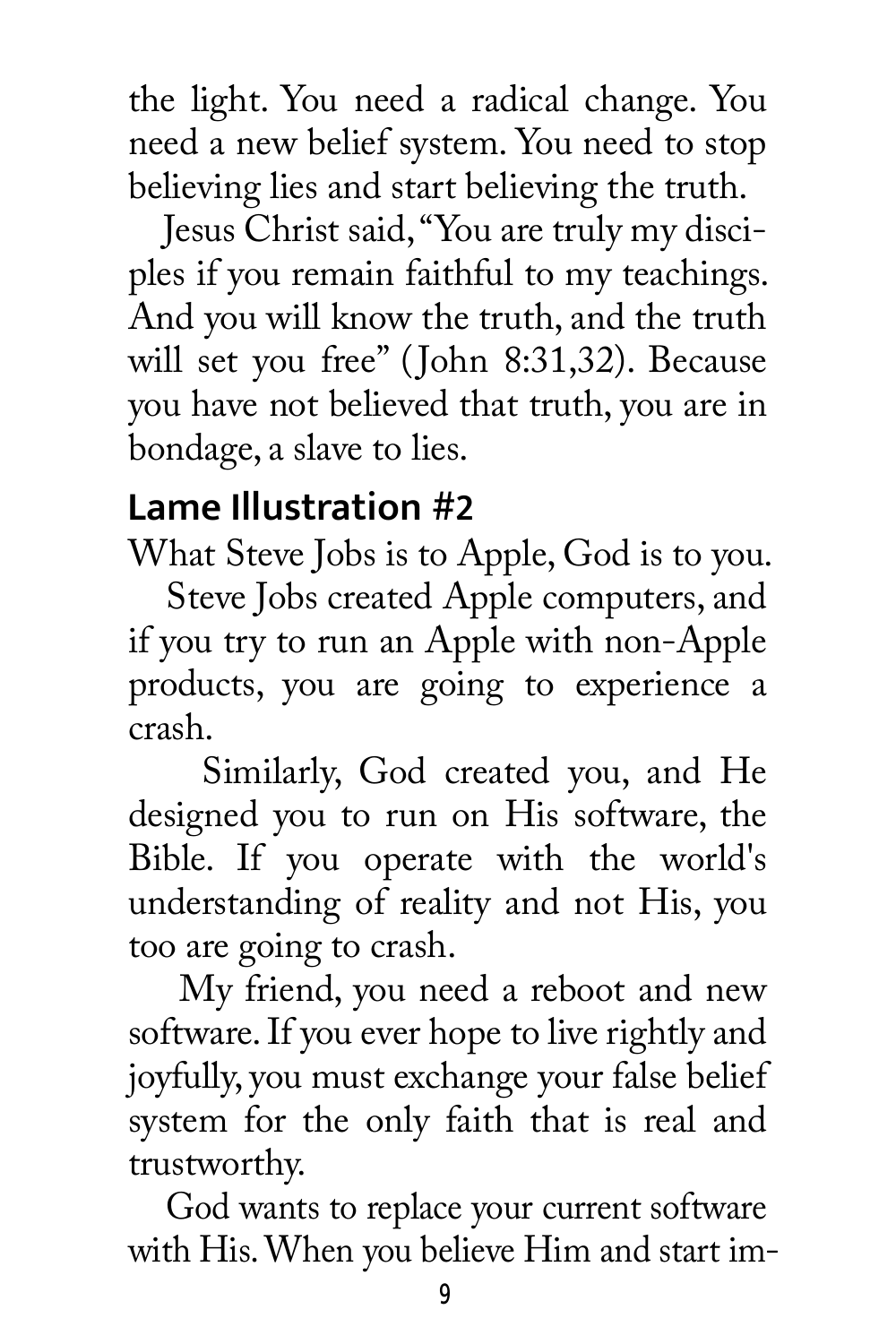the light. You need a radical change. You need a new belief system. You need to stop believing lies and start believing the truth.

Jesus Christ said, "You are truly my disciples if you remain faithful to my teachings. And you will know the truth, and the truth will set you free" (John 8:31,32). Because you have not believed that truth, you are in bondage, a slave to lies.

## Lame Illustration #2

What Steve Jobs is to Apple, God is to you.

Steve Jobs created Apple computers, and if you try to run an Apple with non-Apple products, you are going to experience a crash.

Similarly, God created you, and He designed you to run on His software, the Bible. If you operate with the world's understanding of reality and not His, you too are going to crash.

My friend, you need a reboot and new software. If you ever hope to live rightly and joyfully, you must exchange your false belief system for the only faith that is real and trustworthy.

God wants to replace your current software with His. When you believe Him and start im-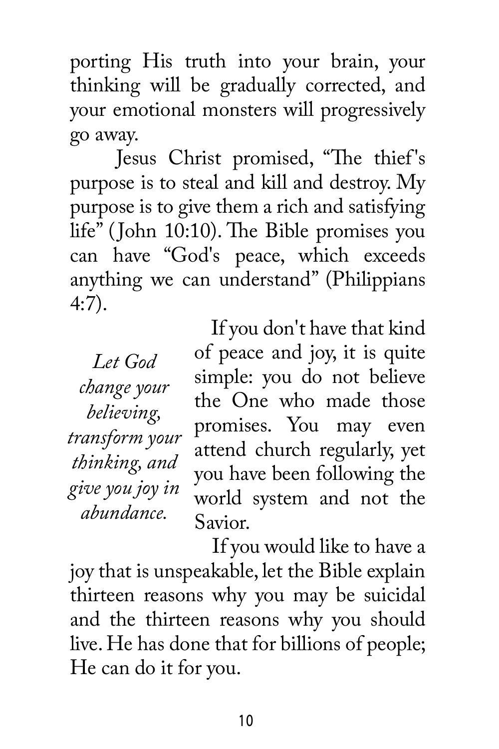porting His truth into your brain, your thinking will be gradually corrected, and your emotional monsters will progressively go away.

Jesus Christ promised, "The thief's purpose is to steal and kill and destroy. My purpose is to give them a rich and satisfying life" (John 10:10). The Bible promises you can have "God's peace, which exceeds anything we can understand" (Philippians 4:7).

*Let God change your believing, transform your thinking, and give you joy in abundance.*

If you don't have that kind of peace and joy, it is quite simple: you do not believe the One who made those promises. You may even attend church regularly, yet you have been following the world system and not the Savior.

If you would like to have a joy that is unspeakable, let the Bible explain thirteen reasons why you may be suicidal and the thirteen reasons why you should live. He has done that for billions of people; He can do it for you.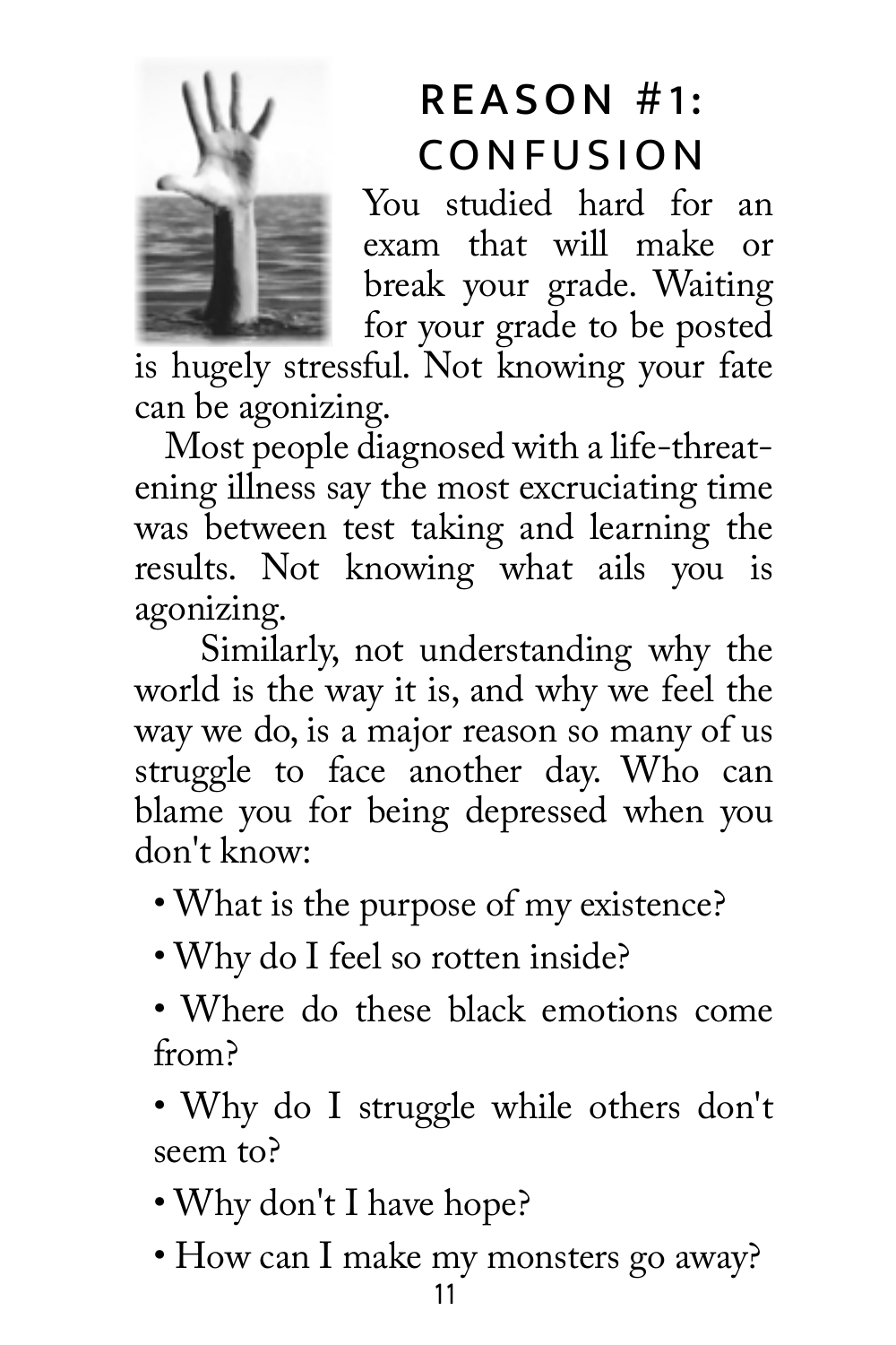## REASON #1: CONFUSION

You studied hard for an exam that will make or break your grade. Waiting for your grade to be posted is hugely stressful. Not knowing your fate can be agonizing.

Most people diagnosed with a life-threatening illness say the most excruciating time was between test taking and learning the results. Not knowing what ails you is agonizing.

Similarly, not understanding why the world is the way it is, and why we feel the way we do, is a major reason so many of us struggle to face another day. Who can blame you for being depressed when you don't know:

- What is the purpose of my existence?
- Why do I feel so rotten inside?
- Where do these black emotions come from?
- Why do I struggle while others don't seem to?
- Why don't I have hope?
- How can I make my monsters go away?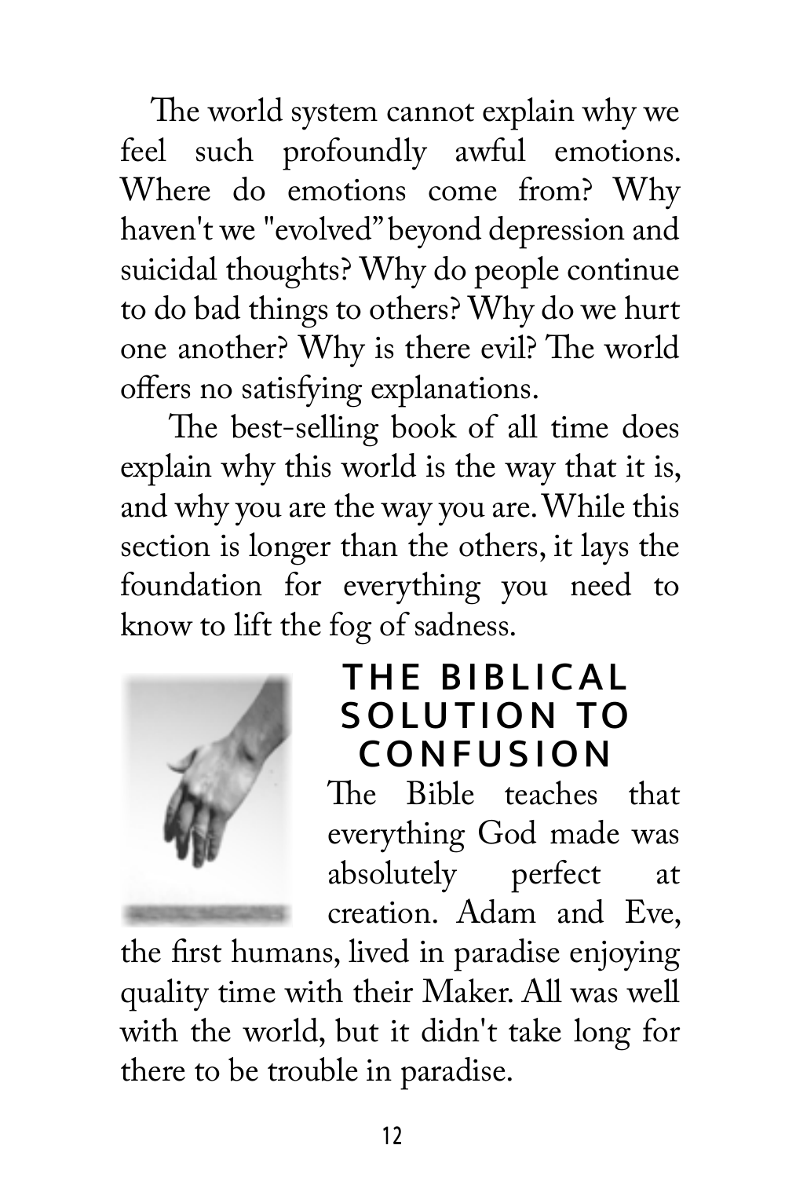The world system cannot explain why we feel such profoundly awful emotions. Where do emotions come from? Why haven't we "evolved" beyond depression and suicidal thoughts? Why do people continue to do bad things to others? Why do we hurt one another? Why is there evil? The world offers no satisfying explanations.

The best-selling book of all time does explain why this world is the way that it is, and why you are the way you are. While this section is longer than the others, it lays the foundation for everything you need to know to lift the fog of sadness.

## THE BIBLICAL SOLUTION TO CONFUSION

The Bible teaches that everything God made was absolutely perfect at creation. Adam and Eve, the first humans, lived in paradise enjoying quality time with their Maker. All was well with the world, but it didn't take long for there to be trouble in paradise.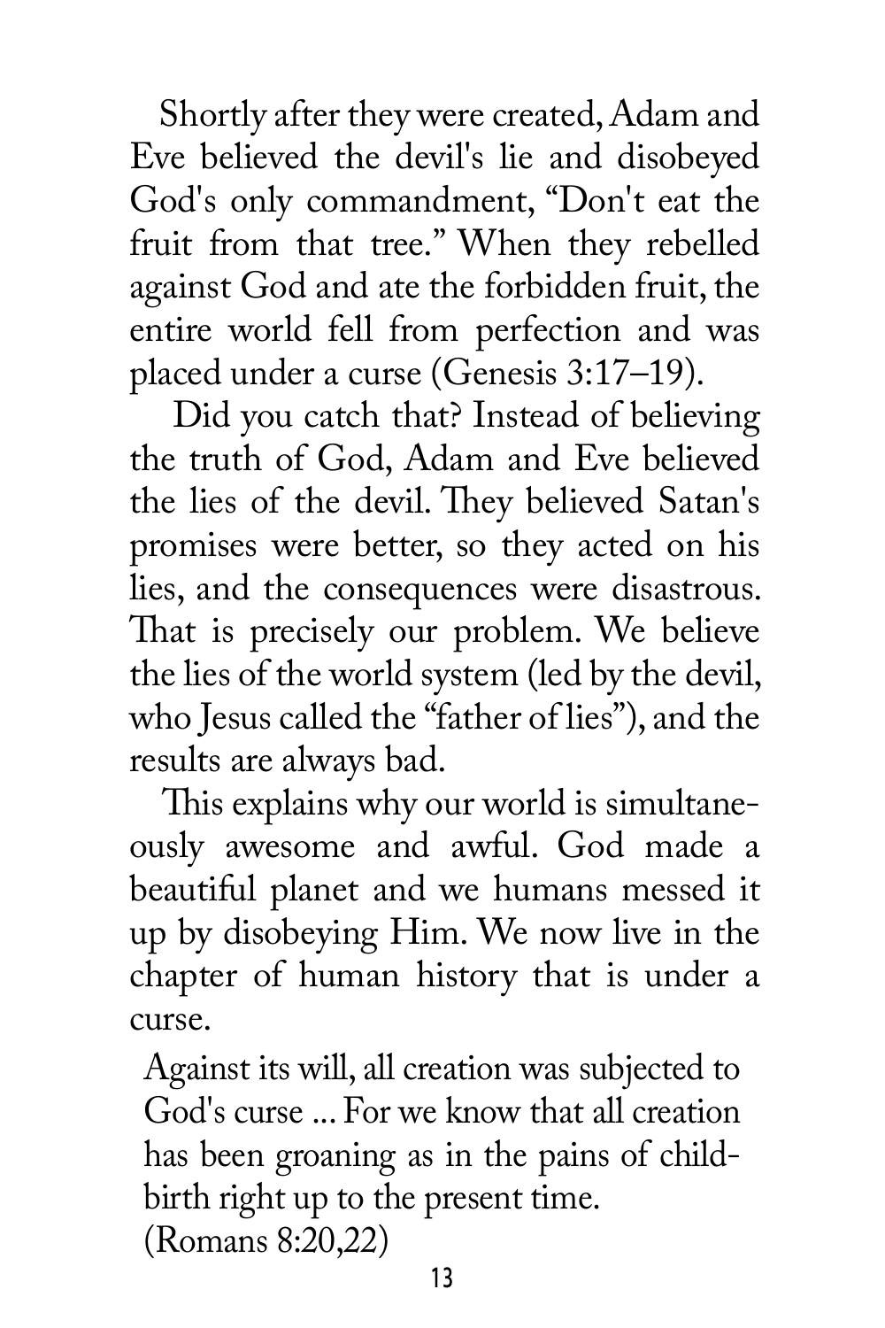Shortly after they were created, Adam and Eve believed the devil's lie and disobeyed God's only commandment, "Don't eat the fruit from that tree." When they rebelled against God and ate the forbidden fruit, the entire world fell from perfection and was placed under a curse (Genesis 3:17–19).

Did you catch that? Instead of believing the truth of God, Adam and Eve believed the lies of the devil. They believed Satan's promises were better, so they acted on his lies, and the consequences were disastrous. That is precisely our problem. We believe the lies of the world system (led by the devil, who Jesus called the "father of lies"), and the results are always bad.

This explains why our world is simultaneously awesome and awful. God made a beautiful planet and we humans messed it up by disobeying Him. We now live in the chapter of human history that is under a curse.

> Against its will, all creation was subjected to God's curse ... For we know that all creation has been groaning as in the pains of childbirth right up to the present time.
> (Romans 8:20,22)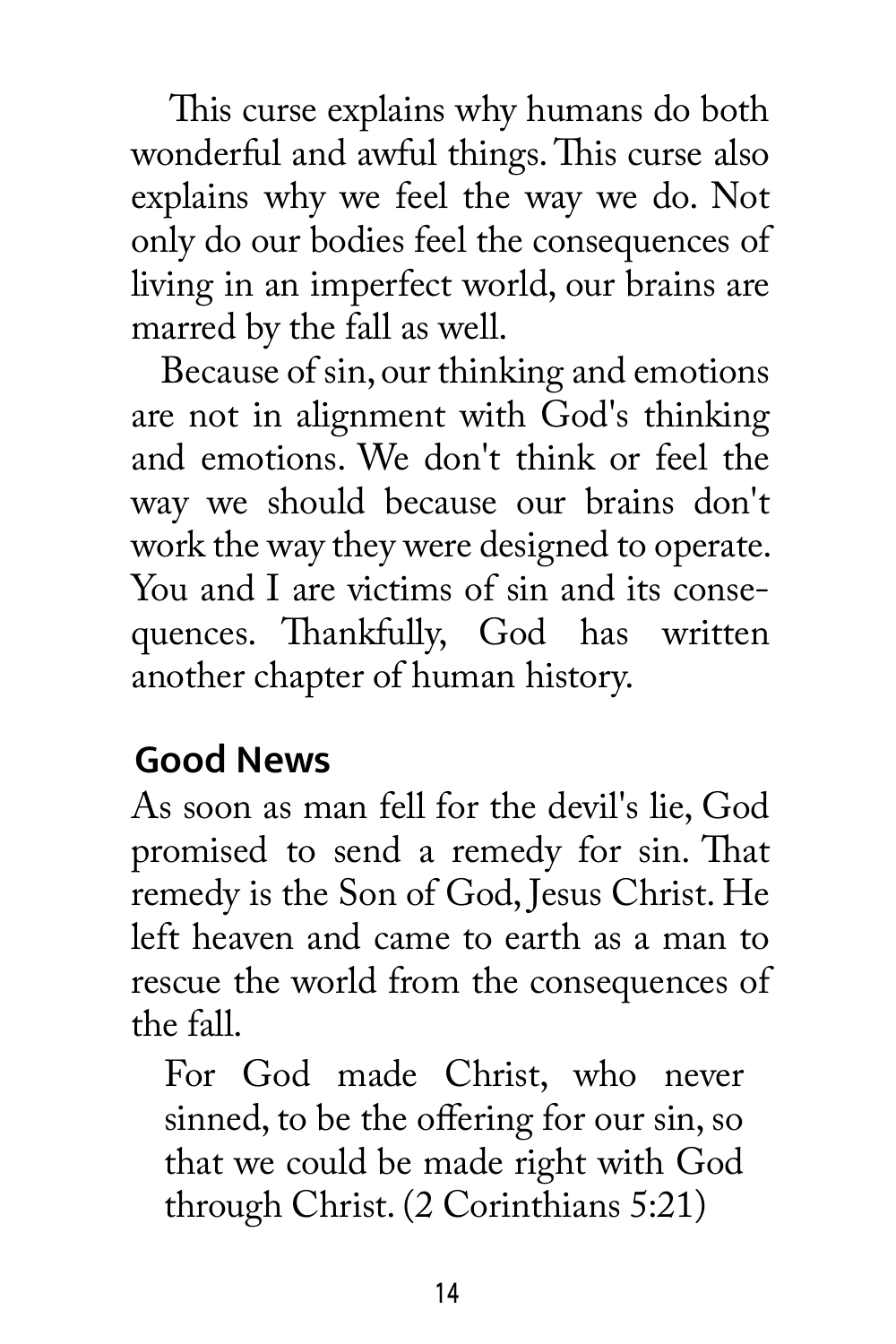This curse explains why humans do both wonderful and awful things. This curse also explains why we feel the way we do. Not only do our bodies feel the consequences of living in an imperfect world, our brains are marred by the fall as well.

Because of sin, our thinking and emotions are not in alignment with God's thinking and emotions. We don't think or feel the way we should because our brains don't work the way they were designed to operate. You and I are victims of sin and its consequences. Thankfully, God has written another chapter of human history.

## Good News

As soon as man fell for the devil's lie, God promised to send a remedy for sin. That remedy is the Son of God, Jesus Christ. He left heaven and came to earth as a man to rescue the world from the consequences of the fall.

> For God made Christ, who never sinned, to be the offering for our sin, so that we could be made right with God through Christ. (2 Corinthians 5:21)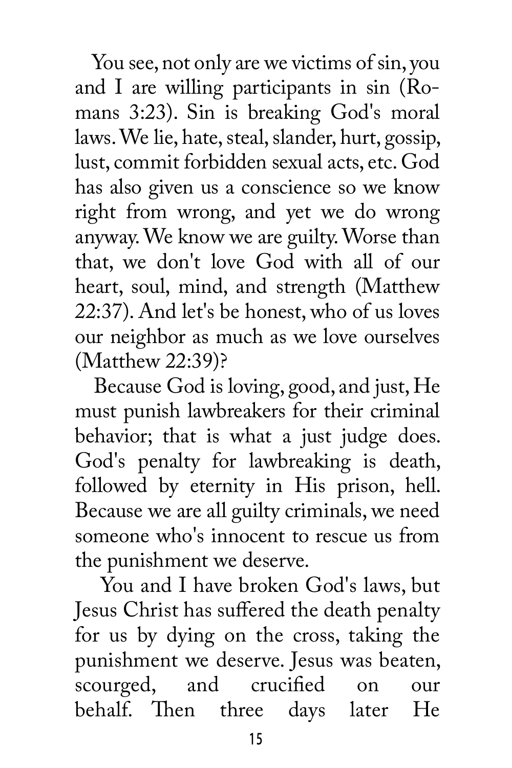You see, not only are we victims of sin, you and I are willing participants in sin (Romans 3:23). Sin is breaking God's moral laws. We lie, hate, steal, slander, hurt, gossip, lust, commit forbidden sexual acts, etc. God has also given us a conscience so we know right from wrong, and yet we do wrong anyway. We know we are guilty. Worse than that, we don't love God with all of our heart, soul, mind, and strength (Matthew 22:37). And let's be honest, who of us loves our neighbor as much as we love ourselves (Matthew 22:39)?

Because God is loving, good, and just, He must punish lawbreakers for their criminal behavior; that is what a just judge does. God's penalty for lawbreaking is death, followed by eternity in His prison, hell. Because we are all guilty criminals, we need someone who's innocent to rescue us from the punishment we deserve.

You and I have broken God's laws, but Jesus Christ has suffered the death penalty for us by dying on the cross, taking the punishment we deserve. Jesus was beaten, scourged, and crucified on our behalf. Then three days later He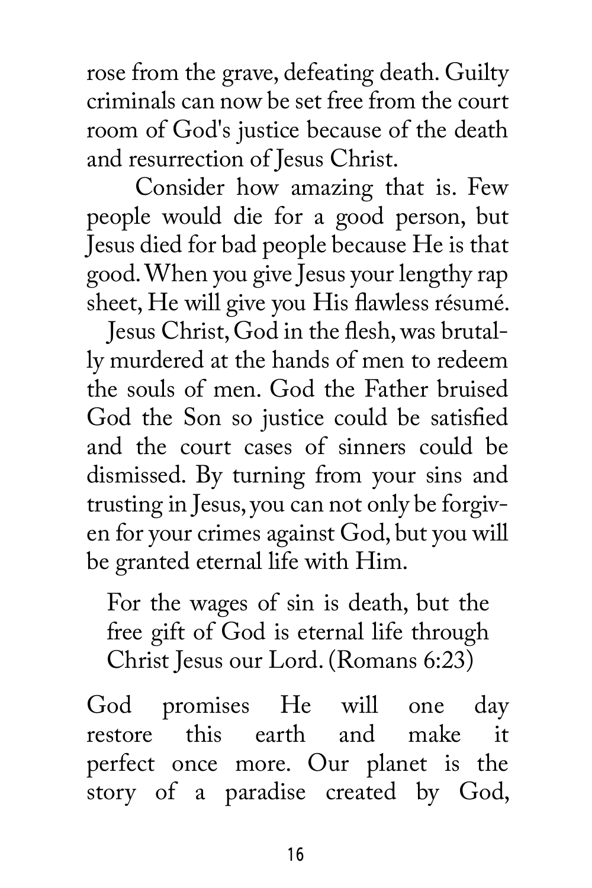rose from the grave, defeating death. Guilty criminals can now be set free from the court room of God's justice because of the death and resurrection of Jesus Christ.

Consider how amazing that is. Few people would die for a good person, but Jesus died for bad people because He is that good. When you give Jesus your lengthy rap sheet, He will give you His flawless résumé.

Jesus Christ, God in the flesh, was brutally murdered at the hands of men to redeem the souls of men. God the Father bruised God the Son so justice could be satisfied and the court cases of sinners could be dismissed. By turning from your sins and trusting in Jesus, you can not only be forgiven for your crimes against God, but you will be granted eternal life with Him.

> For the wages of sin is death, but the free gift of God is eternal life through Christ Jesus our Lord. (Romans 6:23)

God promises He will one day restore this earth and make it perfect once more. Our planet is the story of a paradise created by God,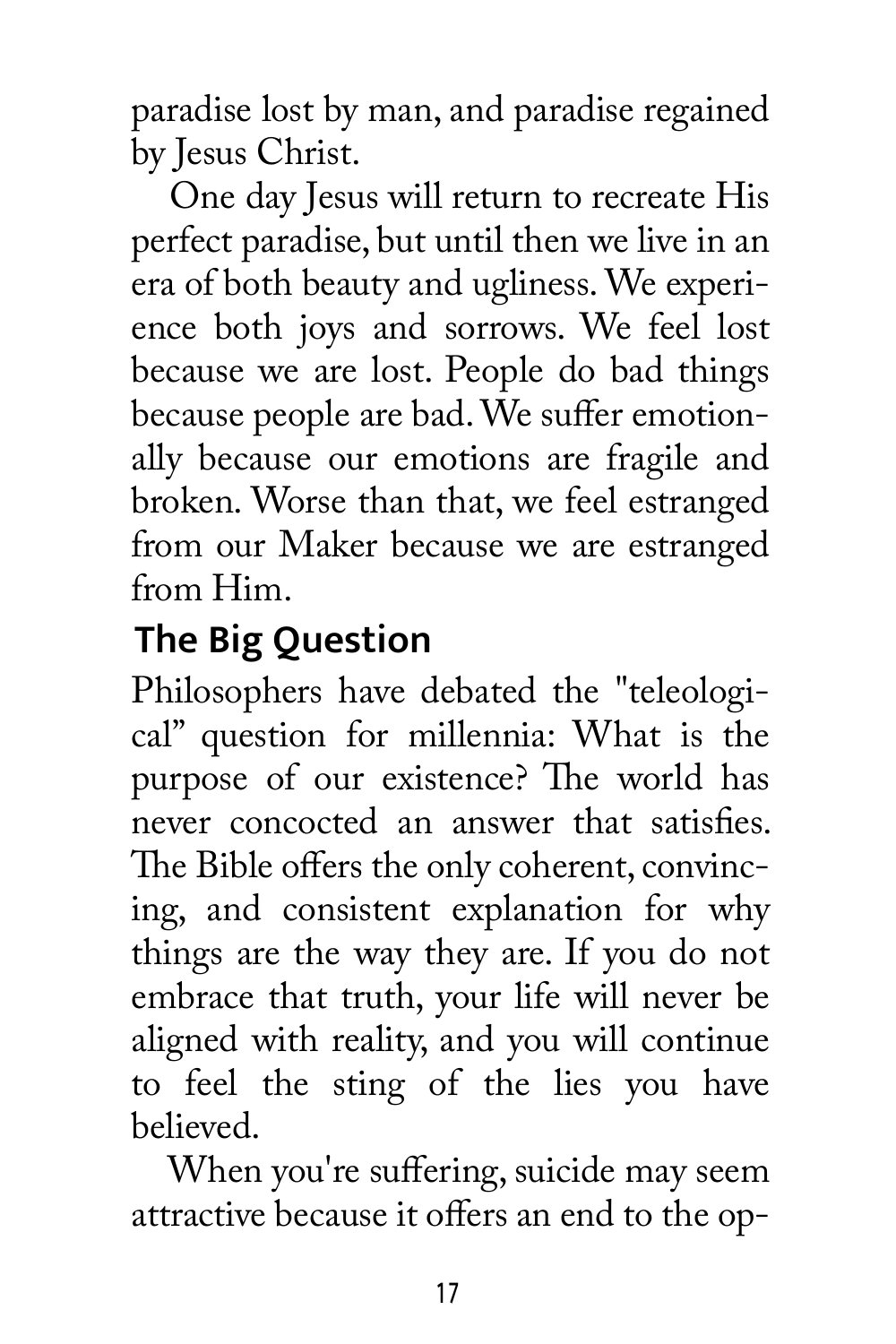paradise lost by man, and paradise regained by Jesus Christ.

One day Jesus will return to recreate His perfect paradise, but until then we live in an era of both beauty and ugliness. We experience both joys and sorrows. We feel lost because we are lost. People do bad things because people are bad. We suffer emotionally because our emotions are fragile and broken. Worse than that, we feel estranged from our Maker because we are estranged from Him.

## The Big Question

Philosophers have debated the "teleological" question for millennia: What is the purpose of our existence? The world has never concocted an answer that satisfies. The Bible offers the only coherent, convincing, and consistent explanation for why things are the way they are. If you do not embrace that truth, your life will never be aligned with reality, and you will continue to feel the sting of the lies you have believed.

When you're suffering, suicide may seem attractive because it offers an end to the op-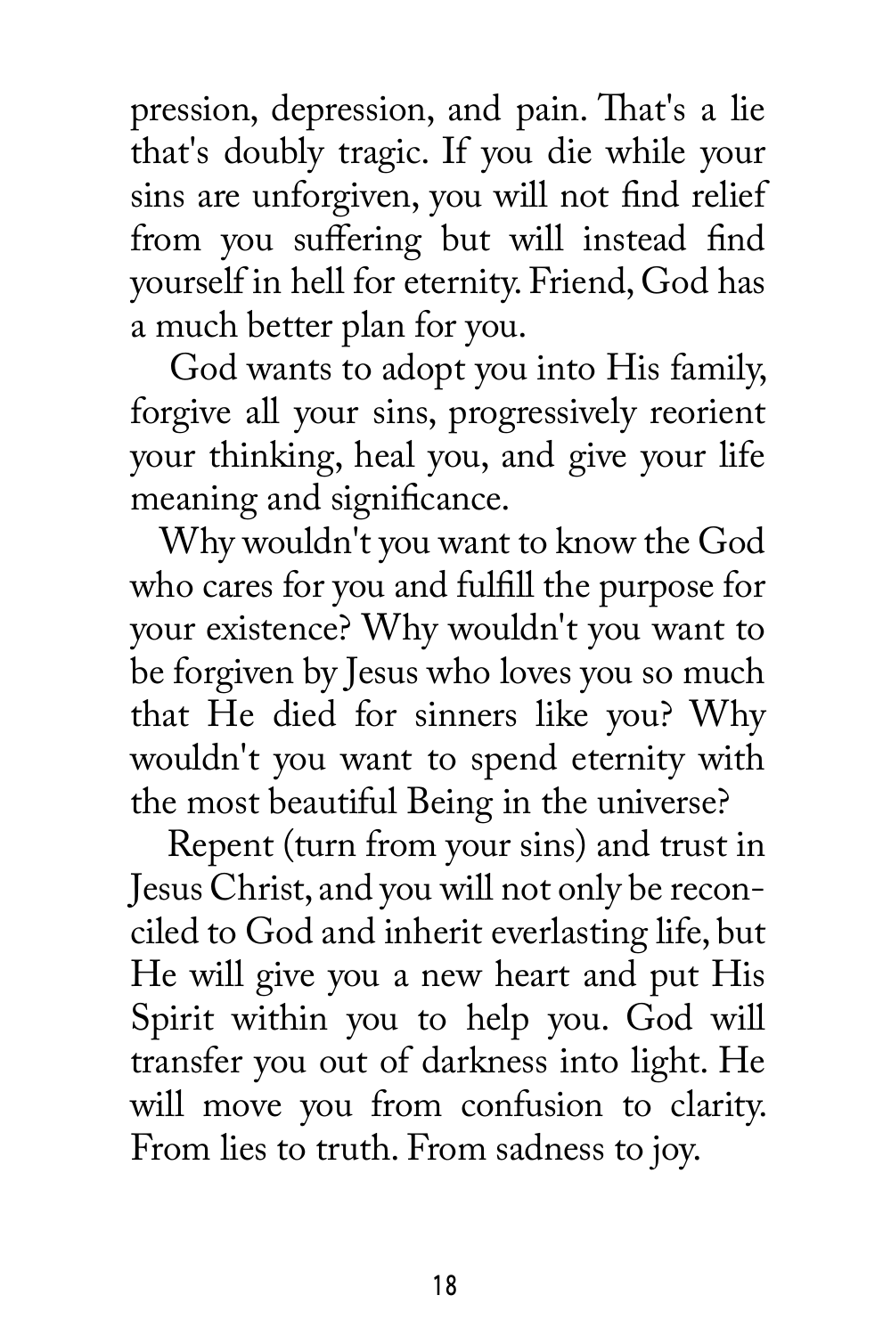pression, depression, and pain. That's a lie that's doubly tragic. If you die while your sins are unforgiven, you will not find relief from you suffering but will instead find yourself in hell for eternity. Friend, God has a much better plan for you.

God wants to adopt you into His family, forgive all your sins, progressively reorient your thinking, heal you, and give your life meaning and significance.

Why wouldn't you want to know the God who cares for you and fulfill the purpose for your existence? Why wouldn't you want to be forgiven by Jesus who loves you so much that He died for sinners like you? Why wouldn't you want to spend eternity with the most beautiful Being in the universe?

Repent (turn from your sins) and trust in Jesus Christ, and you will not only be reconciled to God and inherit everlasting life, but He will give you a new heart and put His Spirit within you to help you. God will transfer you out of darkness into light. He will move you from confusion to clarity. From lies to truth. From sadness to joy.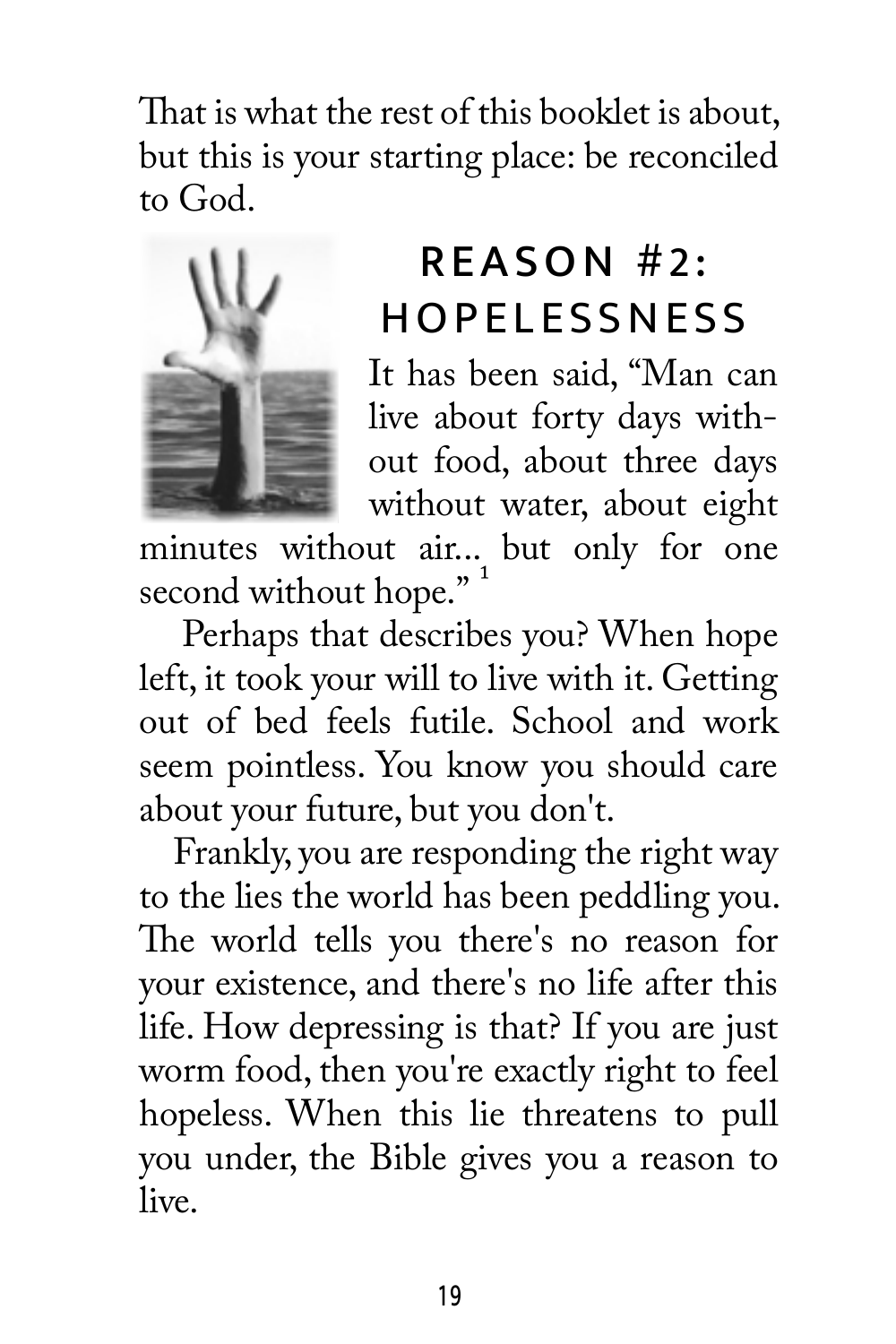That is what the rest of this booklet is about, but this is your starting place: be reconciled to God.

## REASON #2: HOPELESSNESS

It has been said, "Man can live about forty days without food, about three days without water, about eight minutes without air... but only for one second without hope."[1]

Perhaps that describes you? When hope left, it took your will to live with it. Getting out of bed feels futile. School and work seem pointless. You know you should care about your future, but you don't.

Frankly, you are responding the right way to the lies the world has been peddling you. The world tells you there's no reason for your existence, and there's no life after this life. How depressing is that? If you are just worm food, then you're exactly right to feel hopeless. When this lie threatens to pull you under, the Bible gives you a reason to live.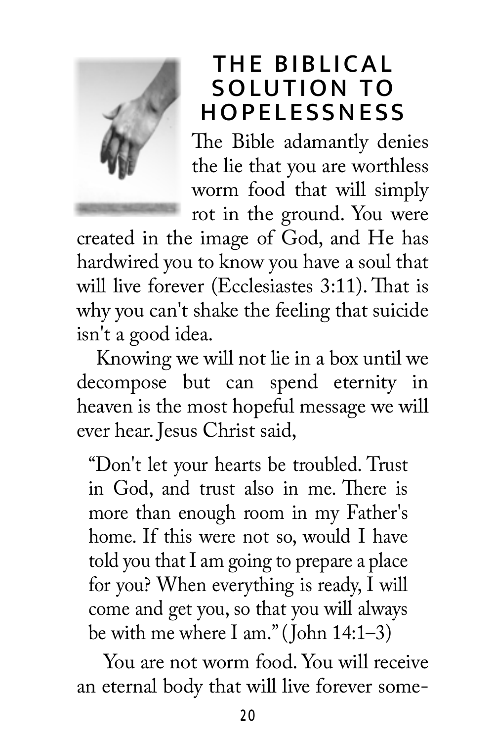## THE BIBLICAL SOLUTION TO HOPELESSNESS

The Bible adamantly denies the lie that you are worthless worm food that will simply rot in the ground. You were created in the image of God, and He has hardwired you to know you have a soul that will live forever (Ecclesiastes 3:11). That is why you can't shake the feeling that suicide isn't a good idea.

Knowing we will not lie in a box until we decompose but can spend eternity in heaven is the most hopeful message we will ever hear. Jesus Christ said,

> "Don't let your hearts be troubled. Trust in God, and trust also in me. There is more than enough room in my Father's home. If this were not so, would I have told you that I am going to prepare a place for you? When everything is ready, I will come and get you, so that you will always be with me where I am." (John 14:1–3)

You are not worm food. You will receive an eternal body that will live forever some-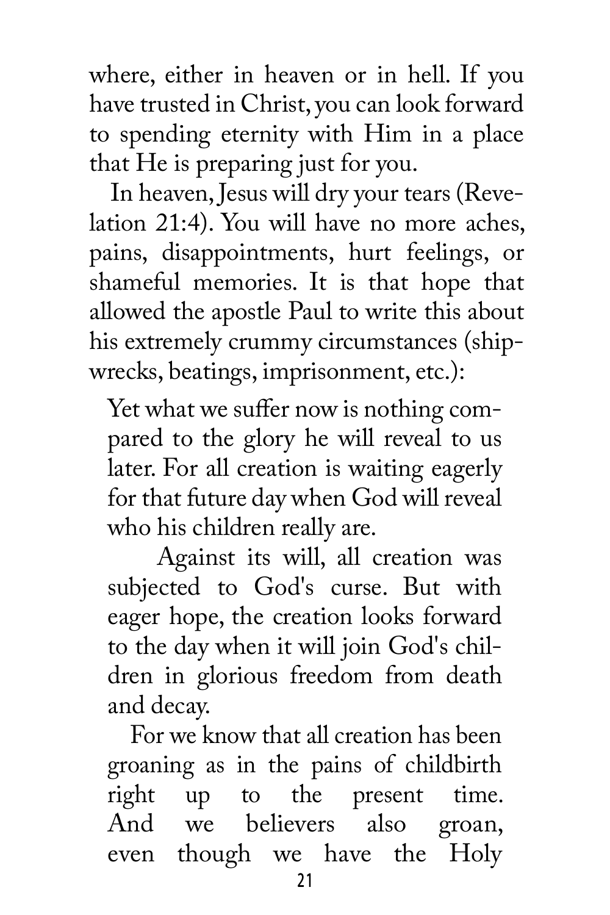where, either in heaven or in hell. If you have trusted in Christ, you can look forward to spending eternity with Him in a place that He is preparing just for you.

In heaven, Jesus will dry your tears (Revelation 21:4). You will have no more aches, pains, disappointments, hurt feelings, or shameful memories. It is that hope that allowed the apostle Paul to write this about his extremely crummy circumstances (shipwrecks, beatings, imprisonment, etc.):

> Yet what we suffer now is nothing compared to the glory he will reveal to us later. For all creation is waiting eagerly for that future day when God will reveal who his children really are.
>
> Against its will, all creation was subjected to God's curse. But with eager hope, the creation looks forward to the day when it will join God's children in glorious freedom from death and decay.
>
> For we know that all creation has been groaning as in the pains of childbirth right up to the present time. And we believers also groan, even though we have the Holy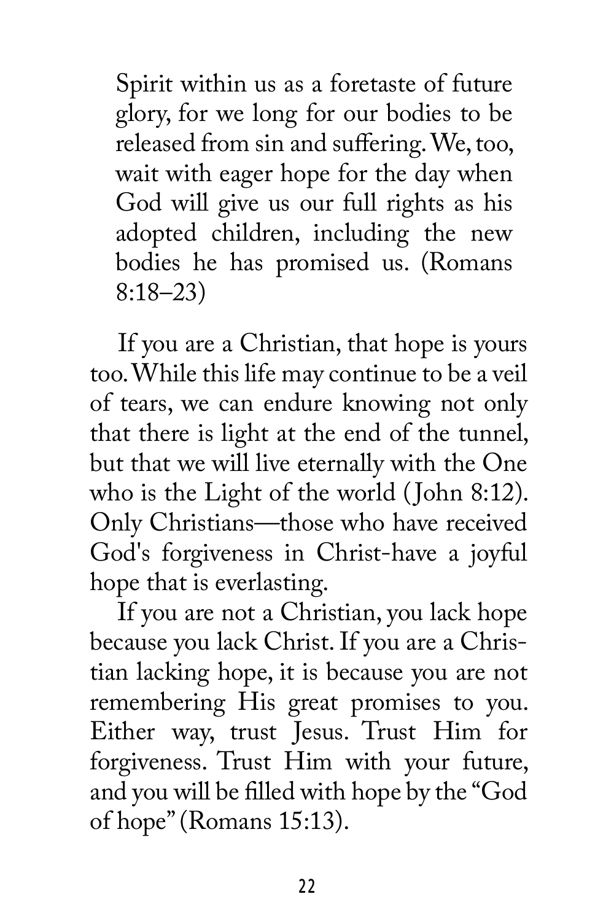> Spirit within us as a foretaste of future glory, for we long for our bodies to be released from sin and suffering. We, too, wait with eager hope for the day when God will give us our full rights as his adopted children, including the new bodies he has promised us. (Romans 8:18–23)

If you are a Christian, that hope is yours too. While this life may continue to be a veil of tears, we can endure knowing not only that there is light at the end of the tunnel, but that we will live eternally with the One who is the Light of the world (John 8:12). Only Christians—those who have received God's forgiveness in Christ-have a joyful hope that is everlasting.

If you are not a Christian, you lack hope because you lack Christ. If you are a Christian lacking hope, it is because you are not remembering His great promises to you. Either way, trust Jesus. Trust Him for forgiveness. Trust Him with your future, and you will be filled with hope by the "God of hope" (Romans 15:13).